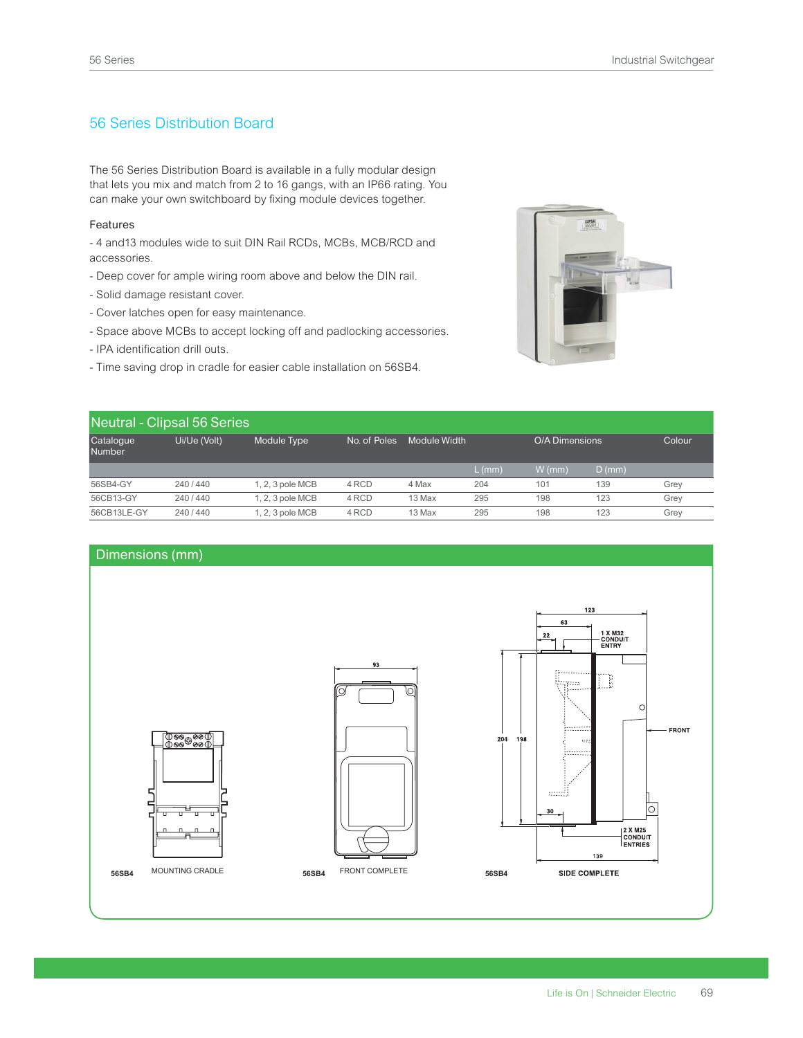## 56 Series Distribution Board

The 56 Series Distribution Board is available in a fully modular design that lets you mix and match from 2 to 16 gangs, with an IP66 rating. You can make your own switchboard by fixing module devices together.

Features

- 4 and13 modules wide to suit DIN Rail RCDs, MCBs, MCB/RCD and accessories.
- Deep cover for ample wiring room above and below the DIN rail.
- Solid damage resistant cover.
- Cover latches open for easy maintenance.
- Space above MCBs to accept locking off and padlocking accessories.
- IPA identification drill outs.
- Time saving drop in cradle for easier cable installation on 56SB4.

### Neutral - Clipsal 56 Series

| Catalogue Number | Ui/Ue (Volt) | Module Type | No. of Poles | Module Width | O/A Dimensions | | | Colour |
|---|---|---|---|---|---|---|---|---|
| | | | | | L (mm) | W (mm) | D (mm) | |
| 56SB4-GY | 240 / 440 | 1, 2, 3 pole MCB | 4 RCD | 4 Max | 204 | 101 | 139 | Grey |
| 56CB13-GY | 240 / 440 | 1, 2, 3 pole MCB | 4 RCD | 13 Max | 295 | 198 | 123 | Grey |
| 56CB13LE-GY | 240 / 440 | 1, 2, 3 pole MCB | 4 RCD | 13 Max | 295 | 198 | 123 | Grey |

### Dimensions (mm)

56SB4 MOUNTING CRADLE

93

56SB4 FRONT COMPLETE

123, 63, 22, 1 X M32 CONDUIT ENTRY, 204, 198, FRONT, 30, 2 X M25 CONDUIT ENTRIES, 139

56SB4 SIDE COMPLETE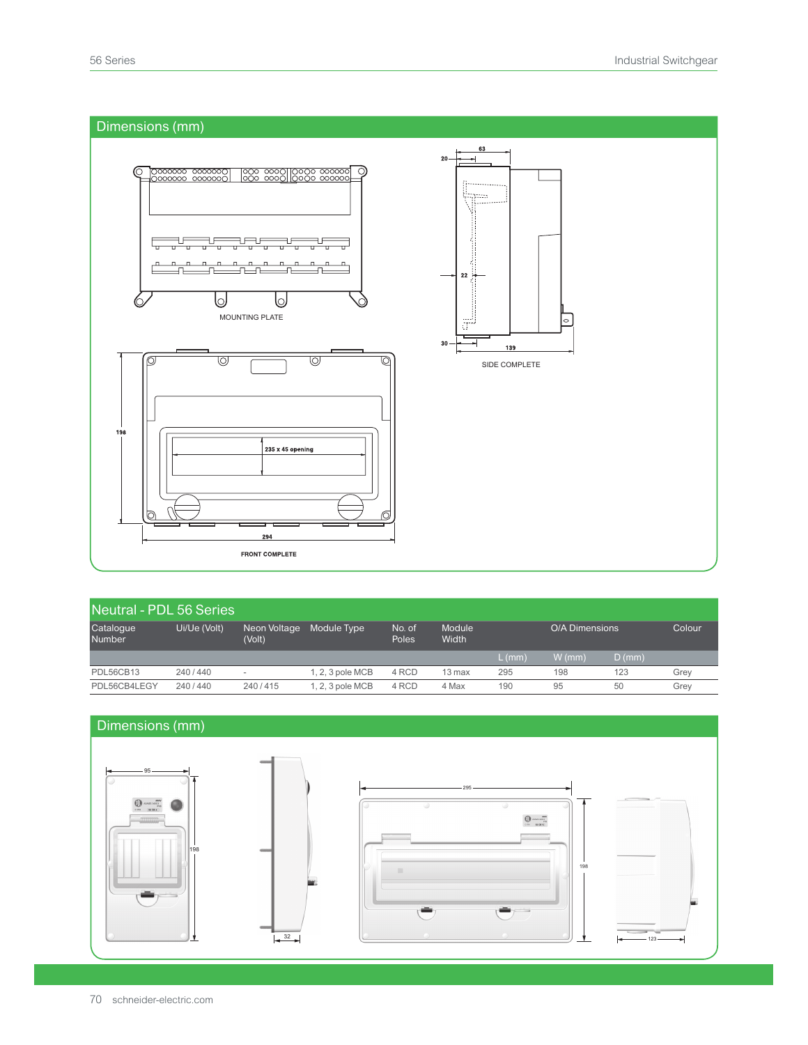## Dimensions (mm)

MOUNTING PLATE

63
20
22
30
139

SIDE COMPLETE

198
235 x 45 opening
294

FRONT COMPLETE

## Neutral - PDL 56 Series

| Catalogue Number | Ui/Ue (Volt) | Neon Voltage (Volt) | Module Type | No. of Poles | Module Width | O/A Dimensions | | | Colour |
|---|---|---|---|---|---|---|---|---|---|
| | | | | | | L (mm) | W (mm) | D (mm) | |
| PDL56CB13 | 240 / 440 | - | 1, 2, 3 pole MCB | 4 RCD | 13 max | 295 | 198 | 123 | Grey |
| PDL56CB4LEGY | 240 / 440 | 240 / 415 | 1, 2, 3 pole MCB | 4 RCD | 4 Max | 190 | 95 | 50 | Grey |

## Dimensions (mm)

95
198
32
296
198
123